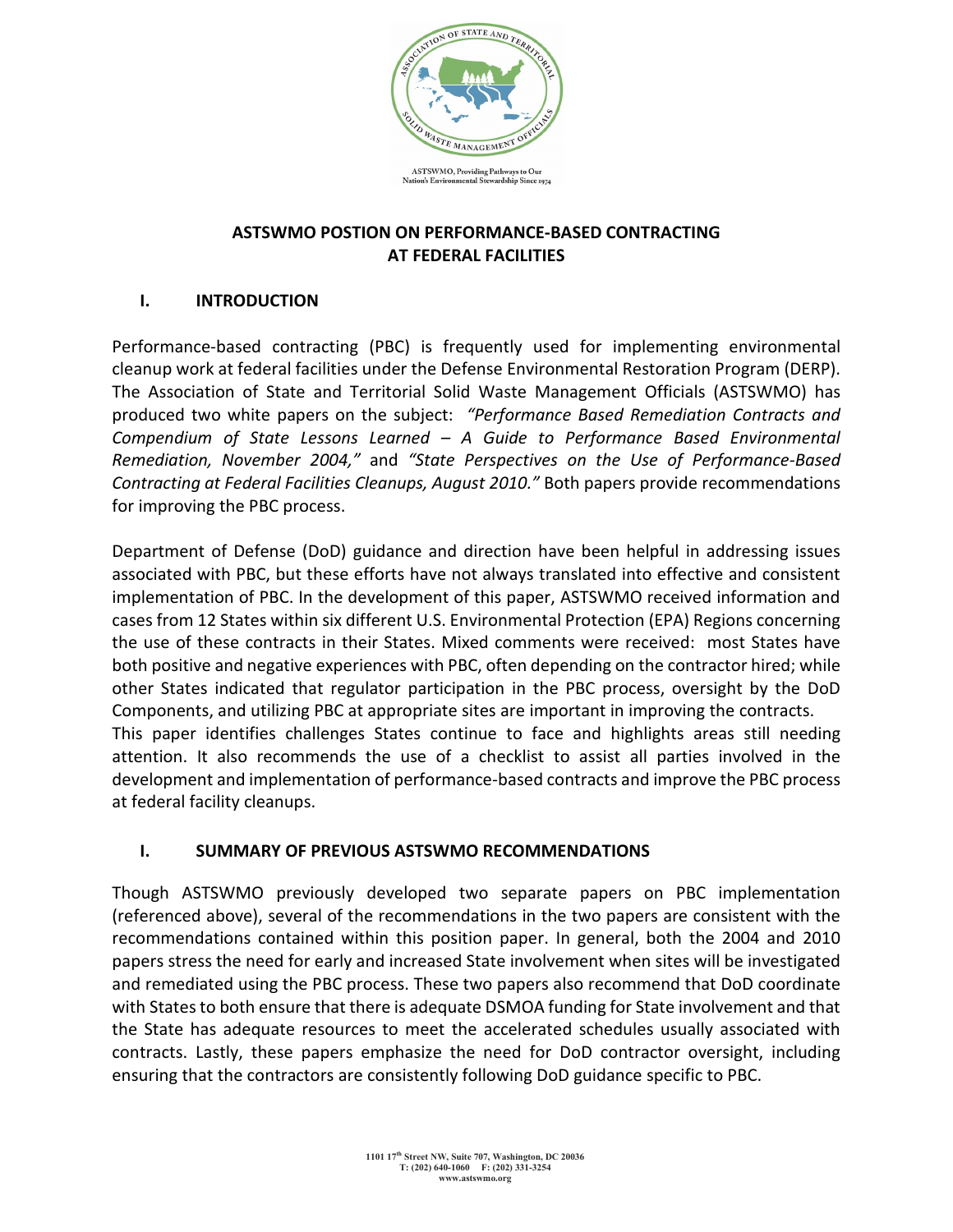ASTSWMO, Providing Pathways to Our Nation's Environmental Stewardship Since 1974

# ASTSWMO POSTION ON PERFORMANCE-BASED CONTRACTING AT FEDERAL FACILITIES

## I. INTRODUCTION

Performance-based contracting (PBC) is frequently used for implementing environmental cleanup work at federal facilities under the Defense Environmental Restoration Program (DERP). The Association of State and Territorial Solid Waste Management Officials (ASTSWMO) has produced two white papers on the subject: *"Performance Based Remediation Contracts and Compendium of State Lessons Learned – A Guide to Performance Based Environmental Remediation, November 2004,"* and *"State Perspectives on the Use of Performance-Based Contracting at Federal Facilities Cleanups, August 2010."* Both papers provide recommendations for improving the PBC process.

Department of Defense (DoD) guidance and direction have been helpful in addressing issues associated with PBC, but these efforts have not always translated into effective and consistent implementation of PBC. In the development of this paper, ASTSWMO received information and cases from 12 States within six different U.S. Environmental Protection (EPA) Regions concerning the use of these contracts in their States. Mixed comments were received: most States have both positive and negative experiences with PBC, often depending on the contractor hired; while other States indicated that regulator participation in the PBC process, oversight by the DoD Components, and utilizing PBC at appropriate sites are important in improving the contracts.
This paper identifies challenges States continue to face and highlights areas still needing attention. It also recommends the use of a checklist to assist all parties involved in the development and implementation of performance-based contracts and improve the PBC process at federal facility cleanups.

## I. SUMMARY OF PREVIOUS ASTSWMO RECOMMENDATIONS

Though ASTSWMO previously developed two separate papers on PBC implementation (referenced above), several of the recommendations in the two papers are consistent with the recommendations contained within this position paper. In general, both the 2004 and 2010 papers stress the need for early and increased State involvement when sites will be investigated and remediated using the PBC process. These two papers also recommend that DoD coordinate with States to both ensure that there is adequate DSMOA funding for State involvement and that the State has adequate resources to meet the accelerated schedules usually associated with contracts. Lastly, these papers emphasize the need for DoD contractor oversight, including ensuring that the contractors are consistently following DoD guidance specific to PBC.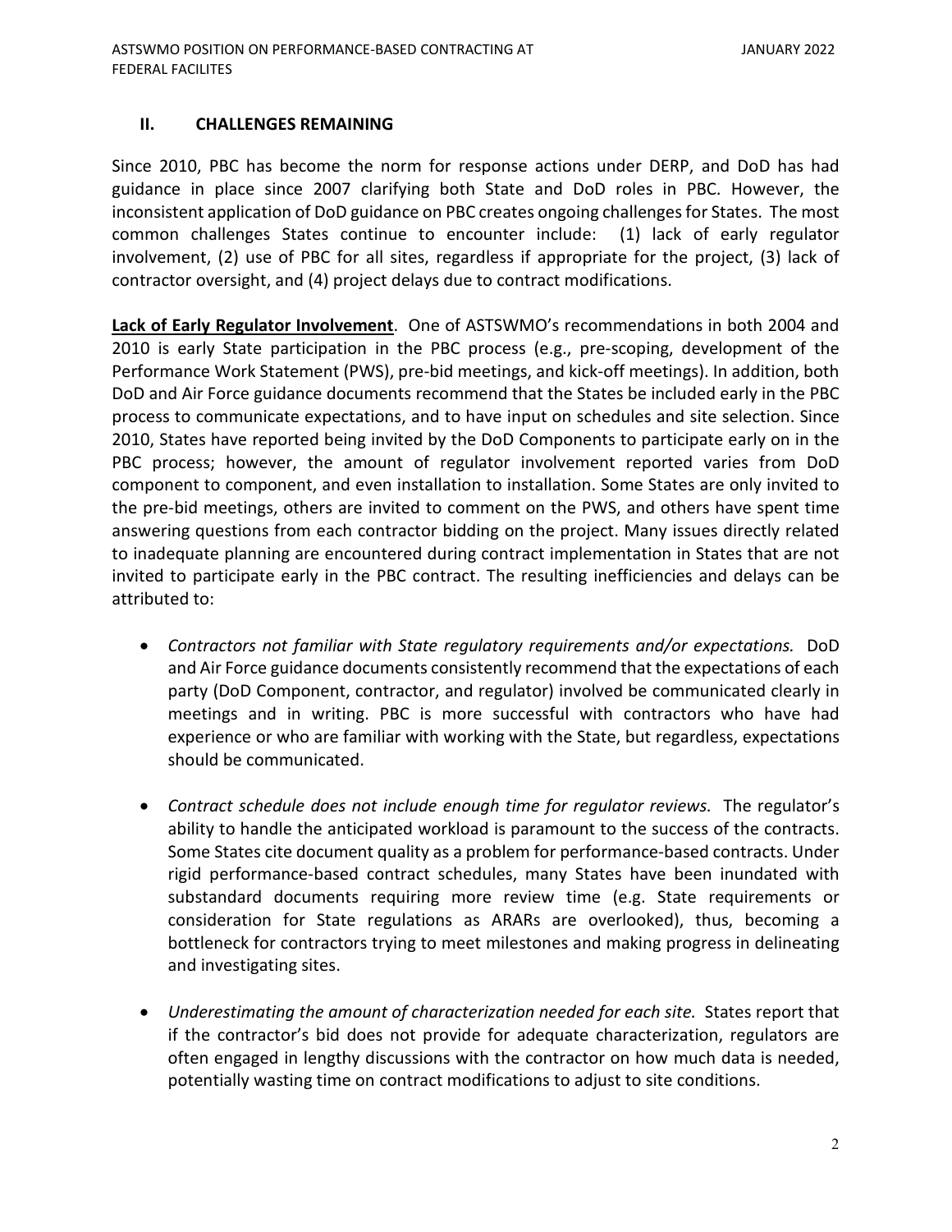## II. CHALLENGES REMAINING

Since 2010, PBC has become the norm for response actions under DERP, and DoD has had guidance in place since 2007 clarifying both State and DoD roles in PBC. However, the inconsistent application of DoD guidance on PBC creates ongoing challenges for States. The most common challenges States continue to encounter include: (1) lack of early regulator involvement, (2) use of PBC for all sites, regardless if appropriate for the project, (3) lack of contractor oversight, and (4) project delays due to contract modifications.

**Lack of Early Regulator Involvement**. One of ASTSWMO's recommendations in both 2004 and 2010 is early State participation in the PBC process (e.g., pre-scoping, development of the Performance Work Statement (PWS), pre-bid meetings, and kick-off meetings). In addition, both DoD and Air Force guidance documents recommend that the States be included early in the PBC process to communicate expectations, and to have input on schedules and site selection. Since 2010, States have reported being invited by the DoD Components to participate early on in the PBC process; however, the amount of regulator involvement reported varies from DoD component to component, and even installation to installation. Some States are only invited to the pre-bid meetings, others are invited to comment on the PWS, and others have spent time answering questions from each contractor bidding on the project. Many issues directly related to inadequate planning are encountered during contract implementation in States that are not invited to participate early in the PBC contract. The resulting inefficiencies and delays can be attributed to:

- *Contractors not familiar with State regulatory requirements and/or expectations.* DoD and Air Force guidance documents consistently recommend that the expectations of each party (DoD Component, contractor, and regulator) involved be communicated clearly in meetings and in writing. PBC is more successful with contractors who have had experience or who are familiar with working with the State, but regardless, expectations should be communicated.

- *Contract schedule does not include enough time for regulator reviews.* The regulator's ability to handle the anticipated workload is paramount to the success of the contracts. Some States cite document quality as a problem for performance-based contracts. Under rigid performance-based contract schedules, many States have been inundated with substandard documents requiring more review time (e.g. State requirements or consideration for State regulations as ARARs are overlooked), thus, becoming a bottleneck for contractors trying to meet milestones and making progress in delineating and investigating sites.

- *Underestimating the amount of characterization needed for each site.* States report that if the contractor's bid does not provide for adequate characterization, regulators are often engaged in lengthy discussions with the contractor on how much data is needed, potentially wasting time on contract modifications to adjust to site conditions.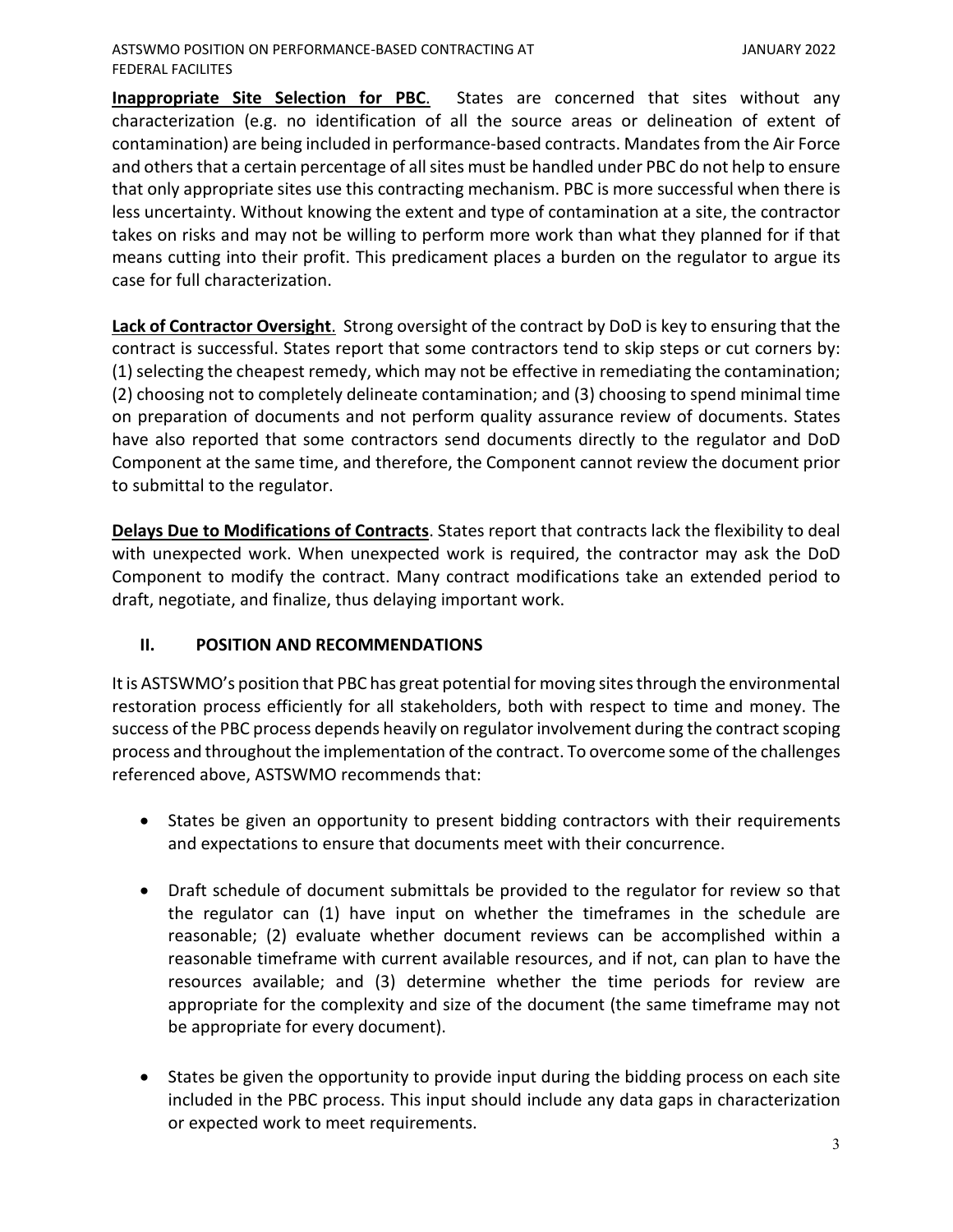**Inappropriate Site Selection for PBC**. States are concerned that sites without any characterization (e.g. no identification of all the source areas or delineation of extent of contamination) are being included in performance-based contracts. Mandates from the Air Force and others that a certain percentage of all sites must be handled under PBC do not help to ensure that only appropriate sites use this contracting mechanism. PBC is more successful when there is less uncertainty. Without knowing the extent and type of contamination at a site, the contractor takes on risks and may not be willing to perform more work than what they planned for if that means cutting into their profit. This predicament places a burden on the regulator to argue its case for full characterization.

**Lack of Contractor Oversight**. Strong oversight of the contract by DoD is key to ensuring that the contract is successful. States report that some contractors tend to skip steps or cut corners by: (1) selecting the cheapest remedy, which may not be effective in remediating the contamination; (2) choosing not to completely delineate contamination; and (3) choosing to spend minimal time on preparation of documents and not perform quality assurance review of documents. States have also reported that some contractors send documents directly to the regulator and DoD Component at the same time, and therefore, the Component cannot review the document prior to submittal to the regulator.

**Delays Due to Modifications of Contracts**. States report that contracts lack the flexibility to deal with unexpected work. When unexpected work is required, the contractor may ask the DoD Component to modify the contract. Many contract modifications take an extended period to draft, negotiate, and finalize, thus delaying important work.

## II. POSITION AND RECOMMENDATIONS

It is ASTSWMO's position that PBC has great potential for moving sites through the environmental restoration process efficiently for all stakeholders, both with respect to time and money. The success of the PBC process depends heavily on regulator involvement during the contract scoping process and throughout the implementation of the contract. To overcome some of the challenges referenced above, ASTSWMO recommends that:

- States be given an opportunity to present bidding contractors with their requirements and expectations to ensure that documents meet with their concurrence.
- Draft schedule of document submittals be provided to the regulator for review so that the regulator can (1) have input on whether the timeframes in the schedule are reasonable; (2) evaluate whether document reviews can be accomplished within a reasonable timeframe with current available resources, and if not, can plan to have the resources available; and (3) determine whether the time periods for review are appropriate for the complexity and size of the document (the same timeframe may not be appropriate for every document).
- States be given the opportunity to provide input during the bidding process on each site included in the PBC process. This input should include any data gaps in characterization or expected work to meet requirements.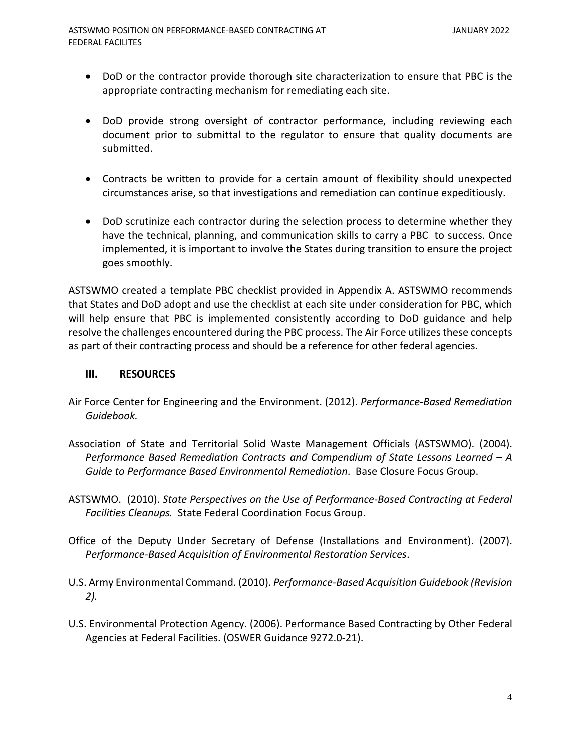- DoD or the contractor provide thorough site characterization to ensure that PBC is the appropriate contracting mechanism for remediating each site.

- DoD provide strong oversight of contractor performance, including reviewing each document prior to submittal to the regulator to ensure that quality documents are submitted.

- Contracts be written to provide for a certain amount of flexibility should unexpected circumstances arise, so that investigations and remediation can continue expeditiously.

- DoD scrutinize each contractor during the selection process to determine whether they have the technical, planning, and communication skills to carry a PBC to success. Once implemented, it is important to involve the States during transition to ensure the project goes smoothly.

ASTSWMO created a template PBC checklist provided in Appendix A. ASTSWMO recommends that States and DoD adopt and use the checklist at each site under consideration for PBC, which will help ensure that PBC is implemented consistently according to DoD guidance and help resolve the challenges encountered during the PBC process. The Air Force utilizes these concepts as part of their contracting process and should be a reference for other federal agencies.

## III. RESOURCES

Air Force Center for Engineering and the Environment. (2012). *Performance-Based Remediation Guidebook.*

Association of State and Territorial Solid Waste Management Officials (ASTSWMO). (2004). *Performance Based Remediation Contracts and Compendium of State Lessons Learned – A Guide to Performance Based Environmental Remediation*. Base Closure Focus Group.

ASTSWMO. (2010). *State Perspectives on the Use of Performance-Based Contracting at Federal Facilities Cleanups.* State Federal Coordination Focus Group.

Office of the Deputy Under Secretary of Defense (Installations and Environment). (2007). *Performance-Based Acquisition of Environmental Restoration Services*.

U.S. Army Environmental Command. (2010). *Performance-Based Acquisition Guidebook (Revision 2).*

U.S. Environmental Protection Agency. (2006). Performance Based Contracting by Other Federal Agencies at Federal Facilities. (OSWER Guidance 9272.0-21).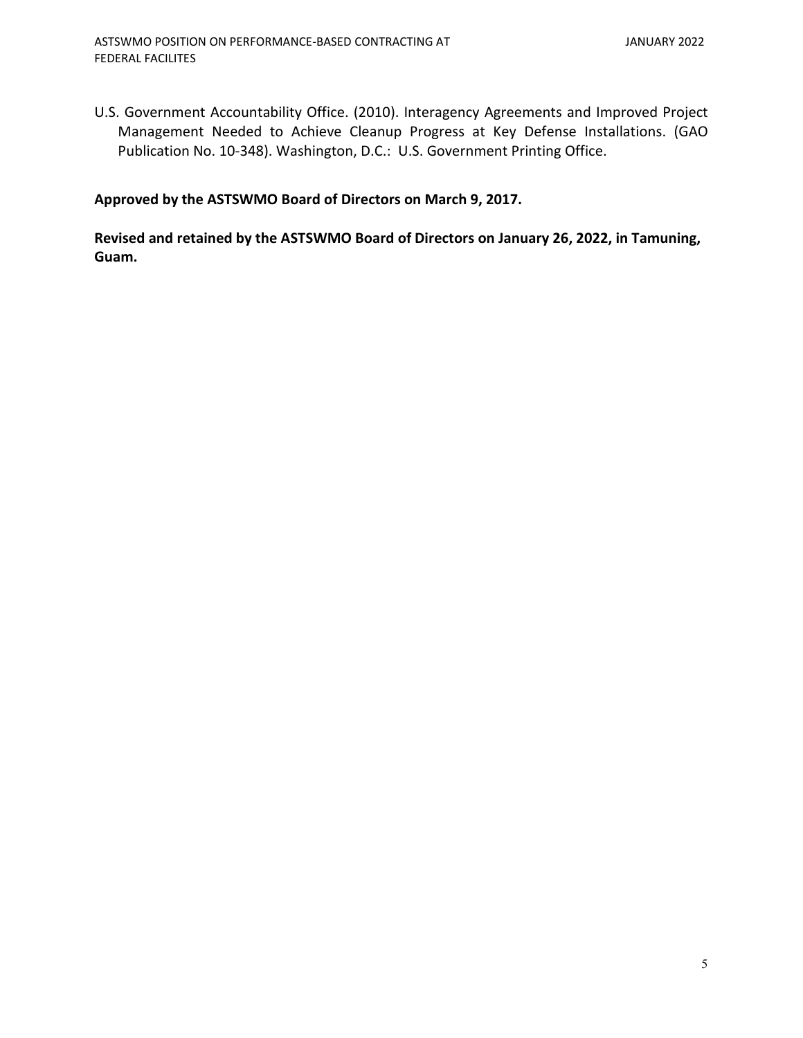U.S. Government Accountability Office. (2010). Interagency Agreements and Improved Project Management Needed to Achieve Cleanup Progress at Key Defense Installations. (GAO Publication No. 10-348). Washington, D.C.: U.S. Government Printing Office.

**Approved by the ASTSWMO Board of Directors on March 9, 2017.**

**Revised and retained by the ASTSWMO Board of Directors on January 26, 2022, in Tamuning, Guam.**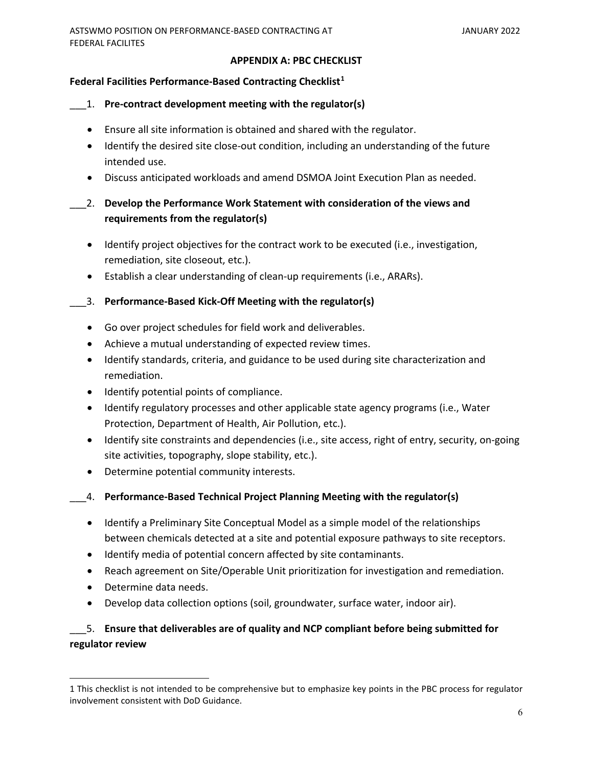## APPENDIX A: PBC CHECKLIST

**Federal Facilities Performance-Based Contracting Checklist**[1]

___1. **Pre-contract development meeting with the regulator(s)**

- Ensure all site information is obtained and shared with the regulator.
- Identify the desired site close-out condition, including an understanding of the future intended use.
- Discuss anticipated workloads and amend DSMOA Joint Execution Plan as needed.

___2. **Develop the Performance Work Statement with consideration of the views and requirements from the regulator(s)**

- Identify project objectives for the contract work to be executed (i.e., investigation, remediation, site closeout, etc.).
- Establish a clear understanding of clean-up requirements (i.e., ARARs).

___3. **Performance-Based Kick-Off Meeting with the regulator(s)**

- Go over project schedules for field work and deliverables.
- Achieve a mutual understanding of expected review times.
- Identify standards, criteria, and guidance to be used during site characterization and remediation.
- Identify potential points of compliance.
- Identify regulatory processes and other applicable state agency programs (i.e., Water Protection, Department of Health, Air Pollution, etc.).
- Identify site constraints and dependencies (i.e., site access, right of entry, security, on-going site activities, topography, slope stability, etc.).
- Determine potential community interests.

___4. **Performance-Based Technical Project Planning Meeting with the regulator(s)**

- Identify a Preliminary Site Conceptual Model as a simple model of the relationships between chemicals detected at a site and potential exposure pathways to site receptors.
- Identify media of potential concern affected by site contaminants.
- Reach agreement on Site/Operable Unit prioritization for investigation and remediation.
- Determine data needs.
- Develop data collection options (soil, groundwater, surface water, indoor air).

___5. **Ensure that deliverables are of quality and NCP compliant before being submitted for regulator review**

---

1 This checklist is not intended to be comprehensive but to emphasize key points in the PBC process for regulator involvement consistent with DoD Guidance.